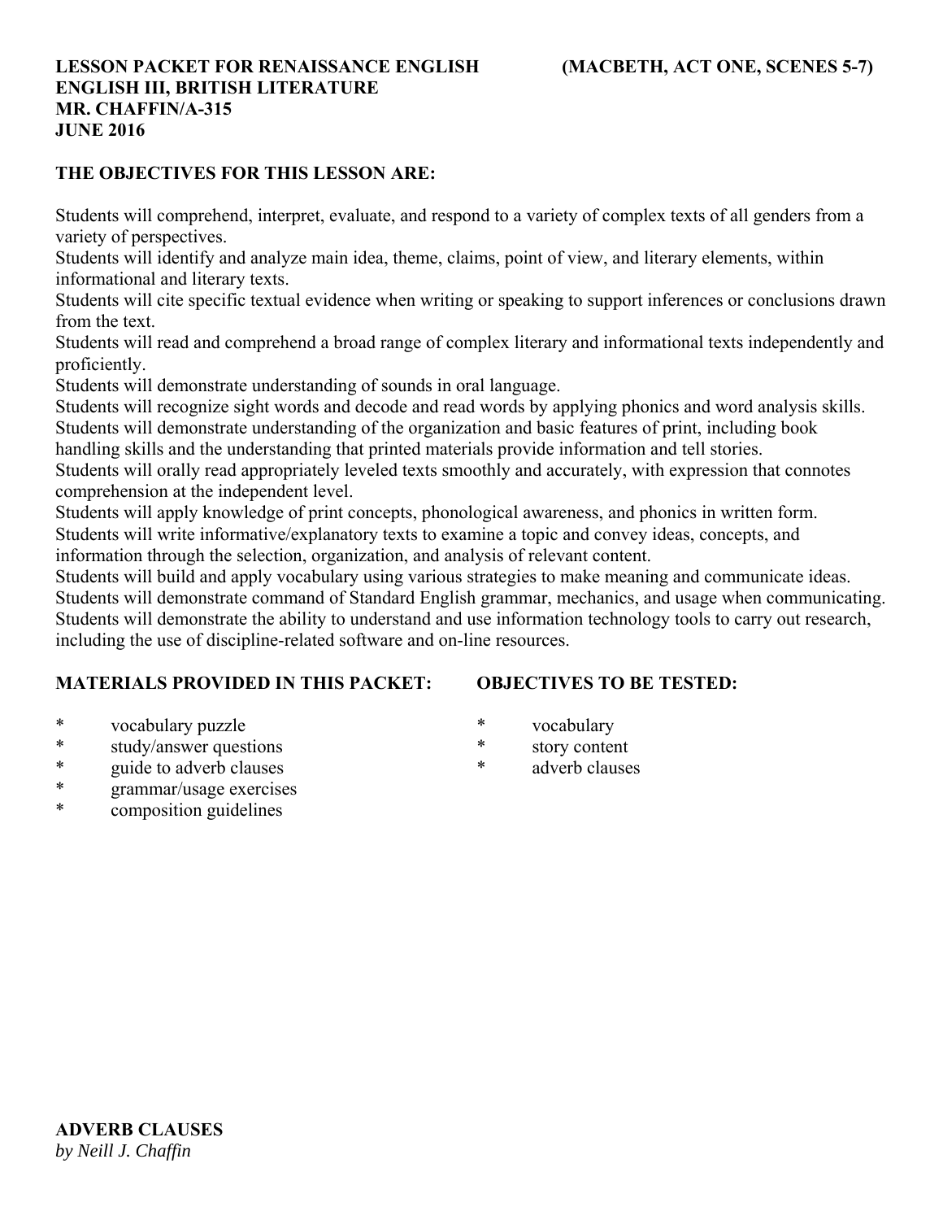**LESSON PACKET FOR RENAISSANCE ENGLISH (MACBETH, ACT ONE, SCENES 5-7)**
**ENGLISH III, BRITISH LITERATURE**
**MR. CHAFFIN/A-315**
**JUNE 2016**

## THE OBJECTIVES FOR THIS LESSON ARE:

Students will comprehend, interpret, evaluate, and respond to a variety of complex texts of all genders from a variety of perspectives.
Students will identify and analyze main idea, theme, claims, point of view, and literary elements, within informational and literary texts.
Students will cite specific textual evidence when writing or speaking to support inferences or conclusions drawn from the text.
Students will read and comprehend a broad range of complex literary and informational texts independently and proficiently.
Students will demonstrate understanding of sounds in oral language.
Students will recognize sight words and decode and read words by applying phonics and word analysis skills.
Students will demonstrate understanding of the organization and basic features of print, including book handling skills and the understanding that printed materials provide information and tell stories.
Students will orally read appropriately leveled texts smoothly and accurately, with expression that connotes comprehension at the independent level.
Students will apply knowledge of print concepts, phonological awareness, and phonics in written form.
Students will write informative/explanatory texts to examine a topic and convey ideas, concepts, and information through the selection, organization, and analysis of relevant content.
Students will build and apply vocabulary using various strategies to make meaning and communicate ideas.
Students will demonstrate command of Standard English grammar, mechanics, and usage when communicating.
Students will demonstrate the ability to understand and use information technology tools to carry out research, including the use of discipline-related software and on-line resources.

## MATERIALS PROVIDED IN THIS PACKET:

* vocabulary puzzle
* study/answer questions
* guide to adverb clauses
* grammar/usage exercises
* composition guidelines

## OBJECTIVES TO BE TESTED:

* vocabulary
* story content
* adverb clauses

## ADVERB CLAUSES
*by Neill J. Chaffin*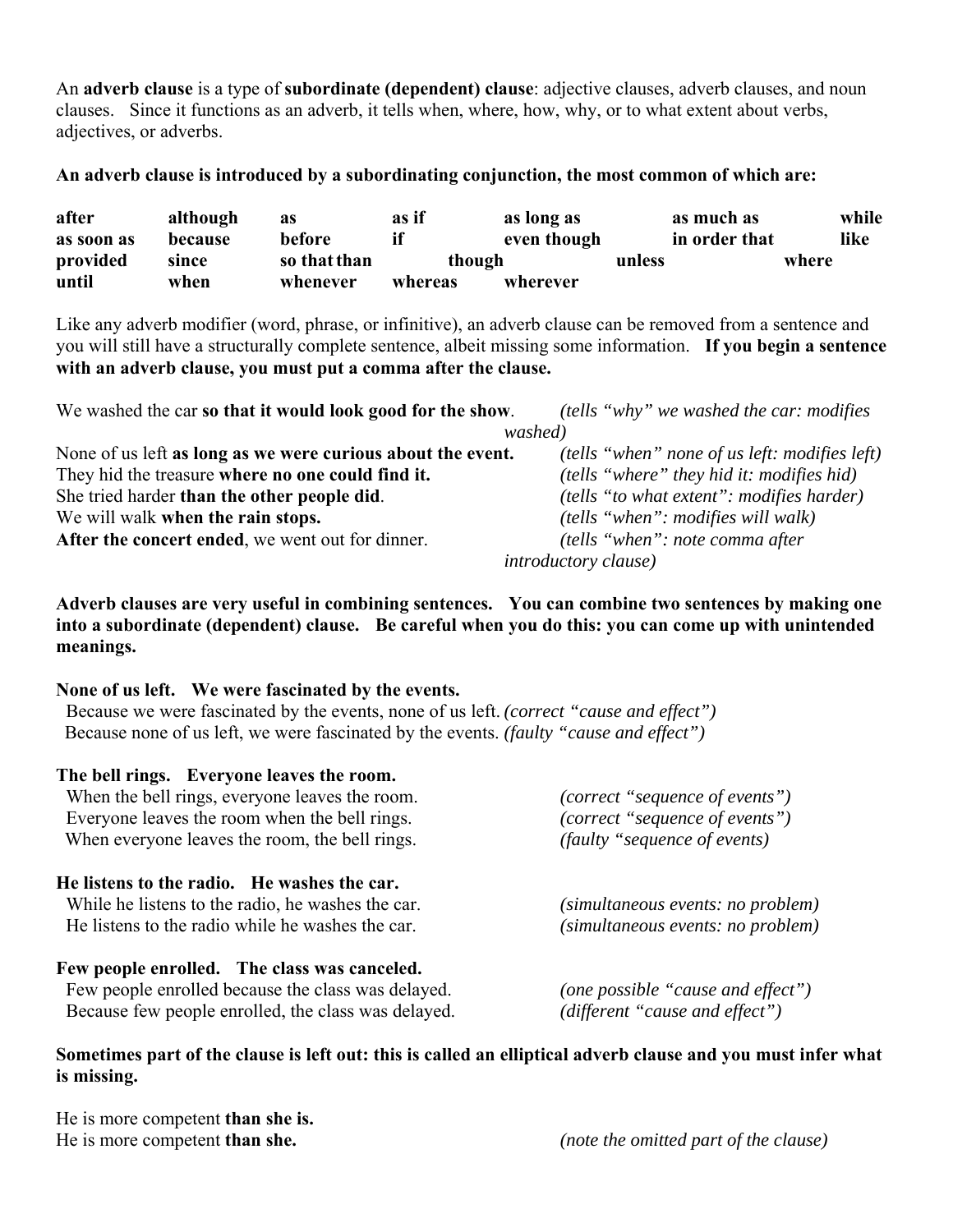An **adverb clause** is a type of **subordinate (dependent) clause**: adjective clauses, adverb clauses, and noun clauses. Since it functions as an adverb, it tells when, where, how, why, or to what extent about verbs, adjectives, or adverbs.

**An adverb clause is introduced by a subordinating conjunction, the most common of which are:**

| | | | | | | |
|---|---|---|---|---|---|---|
| **after** | **although** | **as** | **as if** | **as long as** | **as much as** | **while** |
| **as soon as** | **because** | **before** | **if** | **even though** | **in order that** | **like** |
| **provided** | **since** | **so that than** | **though** | **unless** | **where** | |
| **until** | **when** | **whenever** | **whereas** | **wherever** | | |

Like any adverb modifier (word, phrase, or infinitive), an adverb clause can be removed from a sentence and you will still have a structurally complete sentence, albeit missing some information. **If you begin a sentence with an adverb clause, you must put a comma after the clause.**

We washed the car **so that it would look good for the show**. *(tells "why" we washed the car: modifies washed)*
None of us left **as long as we were curious about the event.** *(tells "when" none of us left: modifies left)*
They hid the treasure **where no one could find it.** *(tells "where" they hid it: modifies hid)*
She tried harder **than the other people did**. *(tells "to what extent": modifies harder)*
We will walk **when the rain stops.** *(tells "when": modifies will walk)*
**After the concert ended**, we went out for dinner. *(tells "when": note comma after introductory clause)*

**Adverb clauses are very useful in combining sentences. You can combine two sentences by making one into a subordinate (dependent) clause. Be careful when you do this: you can come up with unintended meanings.**

**None of us left. We were fascinated by the events.**
Because we were fascinated by the events, none of us left. *(correct "cause and effect")*
Because none of us left, we were fascinated by the events. *(faulty "cause and effect")*

**The bell rings. Everyone leaves the room.**
When the bell rings, everyone leaves the room. *(correct "sequence of events")*
Everyone leaves the room when the bell rings. *(correct "sequence of events")*
When everyone leaves the room, the bell rings. *(faulty "sequence of events)*

**He listens to the radio. He washes the car.**
While he listens to the radio, he washes the car. *(simultaneous events: no problem)*
He listens to the radio while he washes the car. *(simultaneous events: no problem)*

**Few people enrolled. The class was canceled.**
Few people enrolled because the class was delayed. *(one possible "cause and effect")*
Because few people enrolled, the class was delayed. *(different "cause and effect")*

**Sometimes part of the clause is left out: this is called an elliptical adverb clause and you must infer what is missing.**

He is more competent **than she is.**
He is more competent **than she.** *(note the omitted part of the clause)*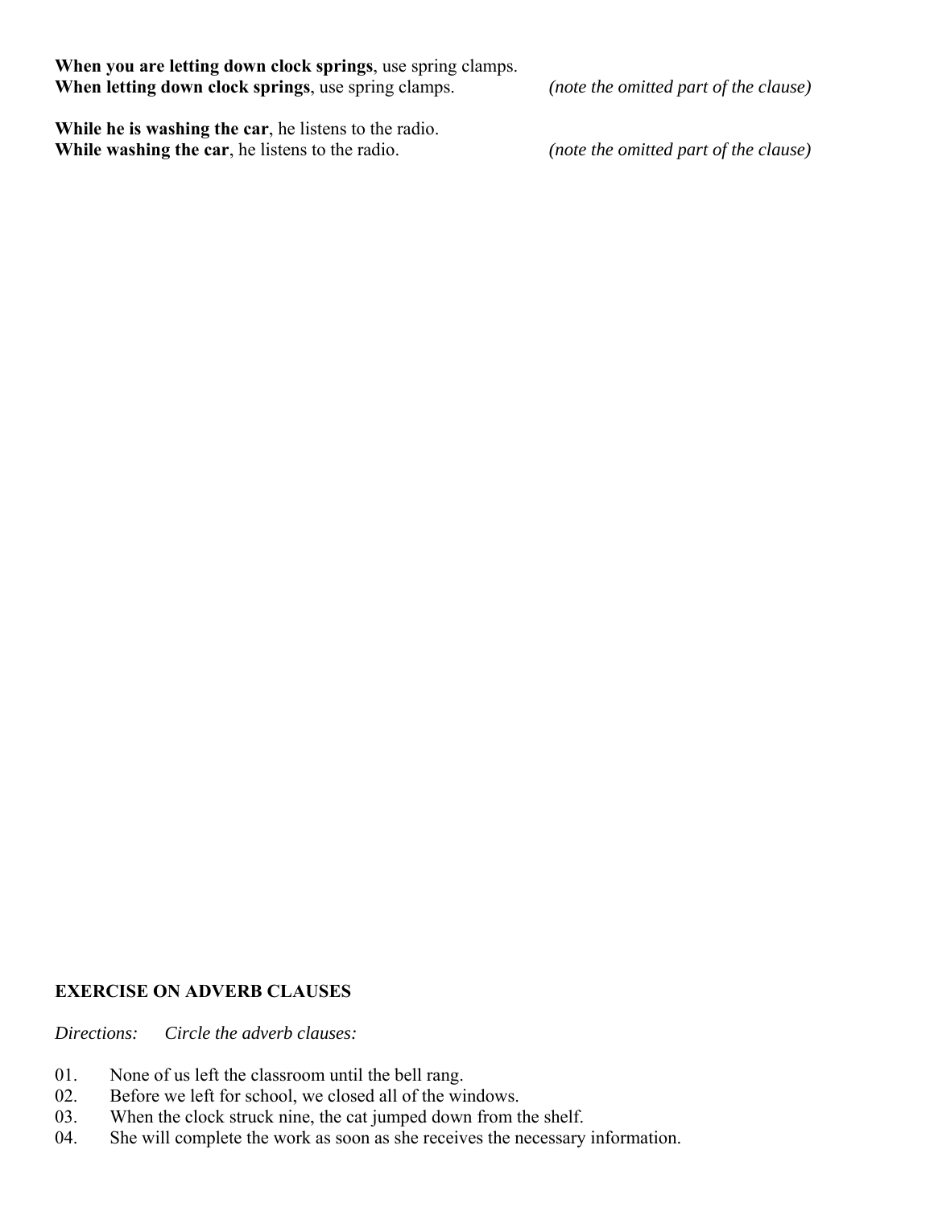**When you are letting down clock springs**, use spring clamps.
**When letting down clock springs**, use spring clamps. *(note the omitted part of the clause)*

**While he is washing the car**, he listens to the radio.
**While washing the car**, he listens to the radio. *(note the omitted part of the clause)*

**EXERCISE ON ADVERB CLAUSES**

*Directions: Circle the adverb clauses:*

01. None of us left the classroom until the bell rang.
02. Before we left for school, we closed all of the windows.
03. When the clock struck nine, the cat jumped down from the shelf.
04. She will complete the work as soon as she receives the necessary information.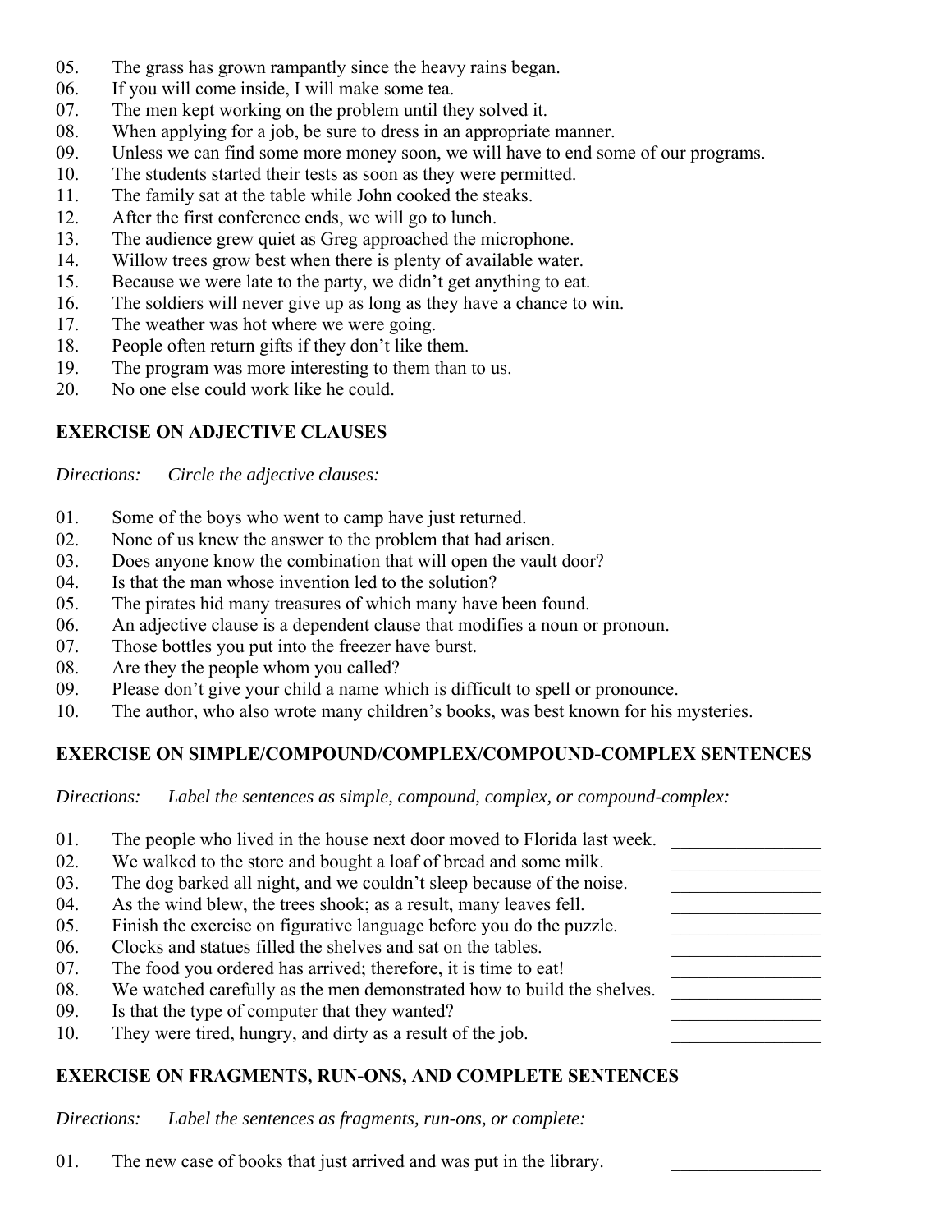05. The grass has grown rampantly since the heavy rains began.
06. If you will come inside, I will make some tea.
07. The men kept working on the problem until they solved it.
08. When applying for a job, be sure to dress in an appropriate manner.
09. Unless we can find some more money soon, we will have to end some of our programs.
10. The students started their tests as soon as they were permitted.
11. The family sat at the table while John cooked the steaks.
12. After the first conference ends, we will go to lunch.
13. The audience grew quiet as Greg approached the microphone.
14. Willow trees grow best when there is plenty of available water.
15. Because we were late to the party, we didn't get anything to eat.
16. The soldiers will never give up as long as they have a chance to win.
17. The weather was hot where we were going.
18. People often return gifts if they don't like them.
19. The program was more interesting to them than to us.
20. No one else could work like he could.

**EXERCISE ON ADJECTIVE CLAUSES**

*Directions: Circle the adjective clauses:*

01. Some of the boys who went to camp have just returned.
02. None of us knew the answer to the problem that had arisen.
03. Does anyone know the combination that will open the vault door?
04. Is that the man whose invention led to the solution?
05. The pirates hid many treasures of which many have been found.
06. An adjective clause is a dependent clause that modifies a noun or pronoun.
07. Those bottles you put into the freezer have burst.
08. Are they the people whom you called?
09. Please don't give your child a name which is difficult to spell or pronounce.
10. The author, who also wrote many children's books, was best known for his mysteries.

**EXERCISE ON SIMPLE/COMPOUND/COMPLEX/COMPOUND-COMPLEX SENTENCES**

*Directions: Label the sentences as simple, compound, complex, or compound-complex:*

01. The people who lived in the house next door moved to Florida last week. ________________
02. We walked to the store and bought a loaf of bread and some milk. ________________
03. The dog barked all night, and we couldn't sleep because of the noise. ________________
04. As the wind blew, the trees shook; as a result, many leaves fell. ________________
05. Finish the exercise on figurative language before you do the puzzle. ________________
06. Clocks and statues filled the shelves and sat on the tables. ________________
07. The food you ordered has arrived; therefore, it is time to eat! ________________
08. We watched carefully as the men demonstrated how to build the shelves. ________________
09. Is that the type of computer that they wanted? ________________
10. They were tired, hungry, and dirty as a result of the job. ________________

**EXERCISE ON FRAGMENTS, RUN-ONS, AND COMPLETE SENTENCES**

*Directions: Label the sentences as fragments, run-ons, or complete:*

01. The new case of books that just arrived and was put in the library. ________________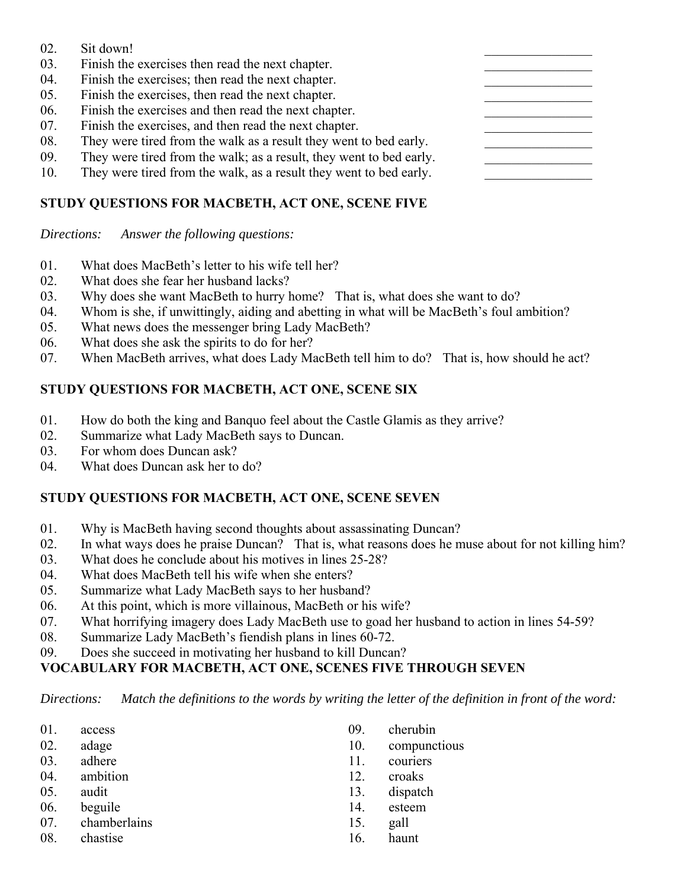02. Sit down! ________________
03. Finish the exercises then read the next chapter. ________________
04. Finish the exercises; then read the next chapter. ________________
05. Finish the exercises, then read the next chapter. ________________
06. Finish the exercises and then read the next chapter. ________________
07. Finish the exercises, and then read the next chapter. ________________
08. They were tired from the walk as a result they went to bed early. ________________
09. They were tired from the walk; as a result, they went to bed early. ________________
10. They were tired from the walk, as a result they went to bed early. ________________

**STUDY QUESTIONS FOR MACBETH, ACT ONE, SCENE FIVE**

*Directions: Answer the following questions:*

01. What does MacBeth's letter to his wife tell her?
02. What does she fear her husband lacks?
03. Why does she want MacBeth to hurry home? That is, what does she want to do?
04. Whom is she, if unwittingly, aiding and abetting in what will be MacBeth's foul ambition?
05. What news does the messenger bring Lady MacBeth?
06. What does she ask the spirits to do for her?
07. When MacBeth arrives, what does Lady MacBeth tell him to do? That is, how should he act?

**STUDY QUESTIONS FOR MACBETH, ACT ONE, SCENE SIX**

01. How do both the king and Banquo feel about the Castle Glamis as they arrive?
02. Summarize what Lady MacBeth says to Duncan.
03. For whom does Duncan ask?
04. What does Duncan ask her to do?

**STUDY QUESTIONS FOR MACBETH, ACT ONE, SCENE SEVEN**

01. Why is MacBeth having second thoughts about assassinating Duncan?
02. In what ways does he praise Duncan? That is, what reasons does he muse about for not killing him?
03. What does he conclude about his motives in lines 25-28?
04. What does MacBeth tell his wife when she enters?
05. Summarize what Lady MacBeth says to her husband?
06. At this point, which is more villainous, MacBeth or his wife?
07. What horrifying imagery does Lady MacBeth use to goad her husband to action in lines 54-59?
08. Summarize Lady MacBeth's fiendish plans in lines 60-72.
09. Does she succeed in motivating her husband to kill Duncan?

**VOCABULARY FOR MACBETH, ACT ONE, SCENES FIVE THROUGH SEVEN**

*Directions: Match the definitions to the words by writing the letter of the definition in front of the word:*

01. access
02. adage
03. adhere
04. ambition
05. audit
06. beguile
07. chamberlains
08. chastise
09. cherubin
10. compunctious
11. couriers
12. croaks
13. dispatch
14. esteem
15. gall
16. haunt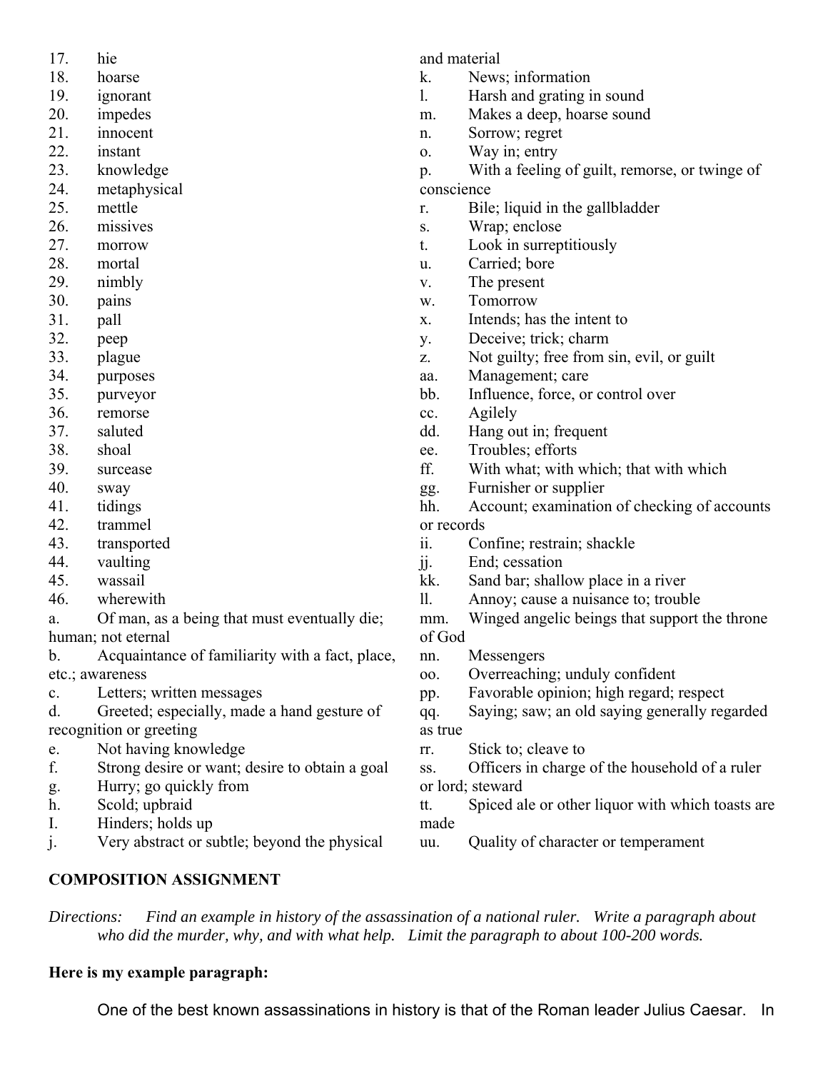17. hie
18. hoarse
19. ignorant
20. impedes
21. innocent
22. instant
23. knowledge
24. metaphysical
25. mettle
26. missives
27. morrow
28. mortal
29. nimbly
30. pains
31. pall
32. peep
33. plague
34. purposes
35. purveyor
36. remorse
37. saluted
38. shoal
39. surcease
40. sway
41. tidings
42. trammel
43. transported
44. vaulting
45. wassail
46. wherewith

a. Of man, as a being that must eventually die; human; not eternal
b. Acquaintance of familiarity with a fact, place, etc.; awareness
c. Letters; written messages
d. Greeted; especially, made a hand gesture of recognition or greeting
e. Not having knowledge
f. Strong desire or want; desire to obtain a goal
g. Hurry; go quickly from
h. Scold; upbraid
I. Hinders; holds up
j. Very abstract or subtle; beyond the physical and material
k. News; information
l. Harsh and grating in sound
m. Makes a deep, hoarse sound
n. Sorrow; regret
o. Way in; entry
p. With a feeling of guilt, remorse, or twinge of conscience
r. Bile; liquid in the gallbladder
s. Wrap; enclose
t. Look in surreptitiously
u. Carried; bore
v. The present
w. Tomorrow
x. Intends; has the intent to
y. Deceive; trick; charm
z. Not guilty; free from sin, evil, or guilt
aa. Management; care
bb. Influence, force, or control over
cc. Agilely
dd. Hang out in; frequent
ee. Troubles; efforts
ff. With what; with which; that with which
gg. Furnisher or supplier
hh. Account; examination of checking of accounts or records
ii. Confine; restrain; shackle
jj. End; cessation
kk. Sand bar; shallow place in a river
ll. Annoy; cause a nuisance to; trouble
mm. Winged angelic beings that support the throne of God
nn. Messengers
oo. Overreaching; unduly confident
pp. Favorable opinion; high regard; respect
qq. Saying; saw; an old saying generally regarded as true
rr. Stick to; cleave to
ss. Officers in charge of the household of a ruler or lord; steward
tt. Spiced ale or other liquor with which toasts are made
uu. Quality of character or temperament

**COMPOSITION ASSIGNMENT**

*Directions: Find an example in history of the assassination of a national ruler. Write a paragraph about who did the murder, why, and with what help. Limit the paragraph to about 100-200 words.*

**Here is my example paragraph:**

One of the best known assassinations in history is that of the Roman leader Julius Caesar. In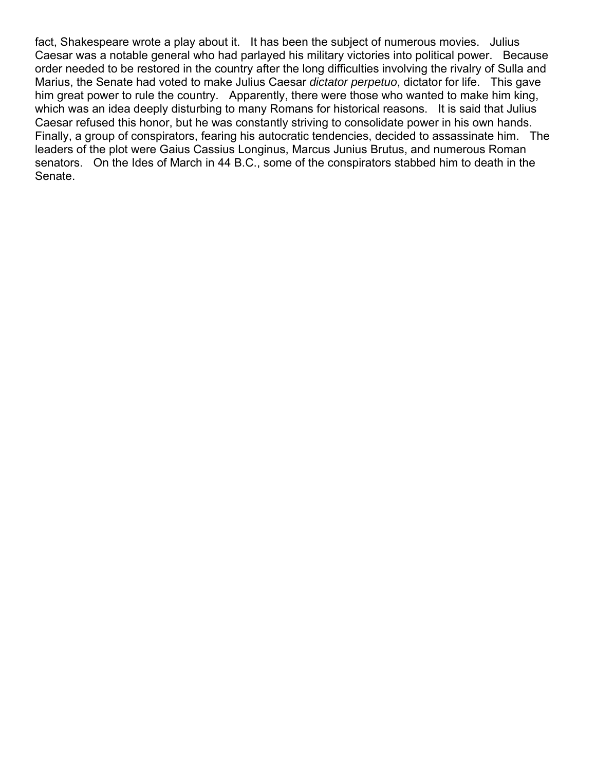fact, Shakespeare wrote a play about it. It has been the subject of numerous movies. Julius Caesar was a notable general who had parlayed his military victories into political power. Because order needed to be restored in the country after the long difficulties involving the rivalry of Sulla and Marius, the Senate had voted to make Julius Caesar *dictator perpetuo*, dictator for life. This gave him great power to rule the country. Apparently, there were those who wanted to make him king, which was an idea deeply disturbing to many Romans for historical reasons. It is said that Julius Caesar refused this honor, but he was constantly striving to consolidate power in his own hands. Finally, a group of conspirators, fearing his autocratic tendencies, decided to assassinate him. The leaders of the plot were Gaius Cassius Longinus, Marcus Junius Brutus, and numerous Roman senators. On the Ides of March in 44 B.C., some of the conspirators stabbed him to death in the Senate.